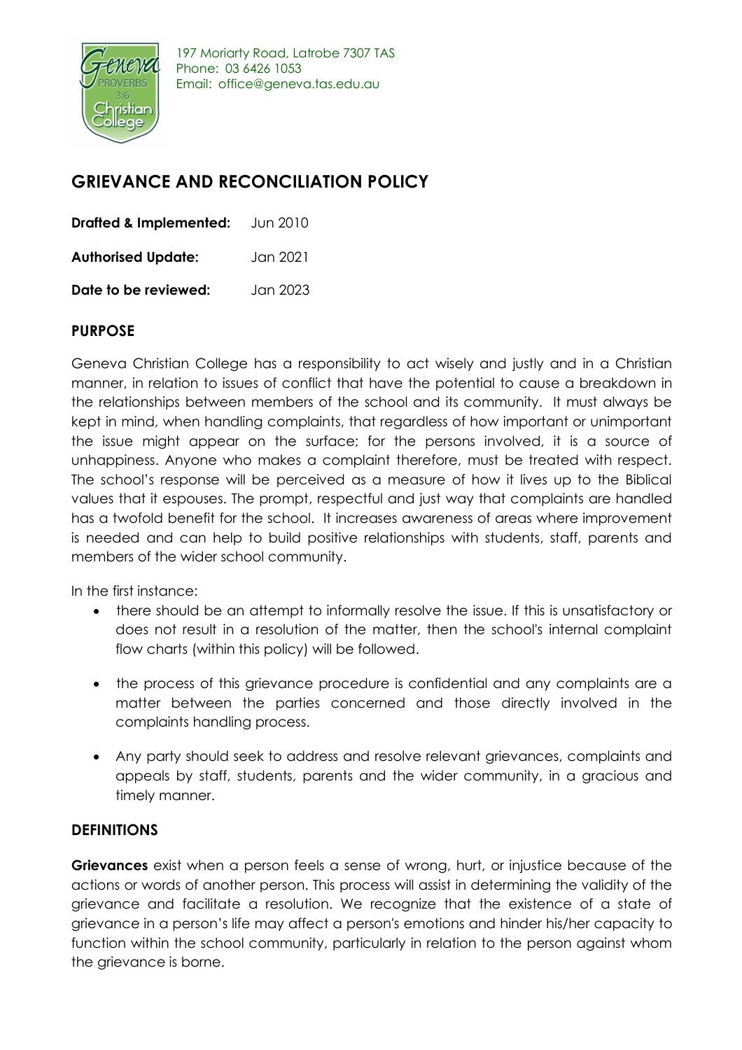197 Moriarty Road, Latrobe 7307 TAS
Phone: 03 6426 1053
Email: office@geneva.tas.edu.au

# GRIEVANCE AND RECONCILIATION POLICY

**Drafted & Implemented:** Jun 2010

**Authorised Update:** Jan 2021

**Date to be reviewed:** Jan 2023

## PURPOSE

Geneva Christian College has a responsibility to act wisely and justly and in a Christian manner, in relation to issues of conflict that have the potential to cause a breakdown in the relationships between members of the school and its community. It must always be kept in mind, when handling complaints, that regardless of how important or unimportant the issue might appear on the surface; for the persons involved, it is a source of unhappiness. Anyone who makes a complaint therefore, must be treated with respect. The school's response will be perceived as a measure of how it lives up to the Biblical values that it espouses. The prompt, respectful and just way that complaints are handled has a twofold benefit for the school. It increases awareness of areas where improvement is needed and can help to build positive relationships with students, staff, parents and members of the wider school community.

In the first instance:

- there should be an attempt to informally resolve the issue. If this is unsatisfactory or does not result in a resolution of the matter, then the school's internal complaint flow charts (within this policy) will be followed.
- the process of this grievance procedure is confidential and any complaints are a matter between the parties concerned and those directly involved in the complaints handling process.
- Any party should seek to address and resolve relevant grievances, complaints and appeals by staff, students, parents and the wider community, in a gracious and timely manner.

## DEFINITIONS

**Grievances** exist when a person feels a sense of wrong, hurt, or injustice because of the actions or words of another person. This process will assist in determining the validity of the grievance and facilitate a resolution. We recognize that the existence of a state of grievance in a person's life may affect a person's emotions and hinder his/her capacity to function within the school community, particularly in relation to the person against whom the grievance is borne.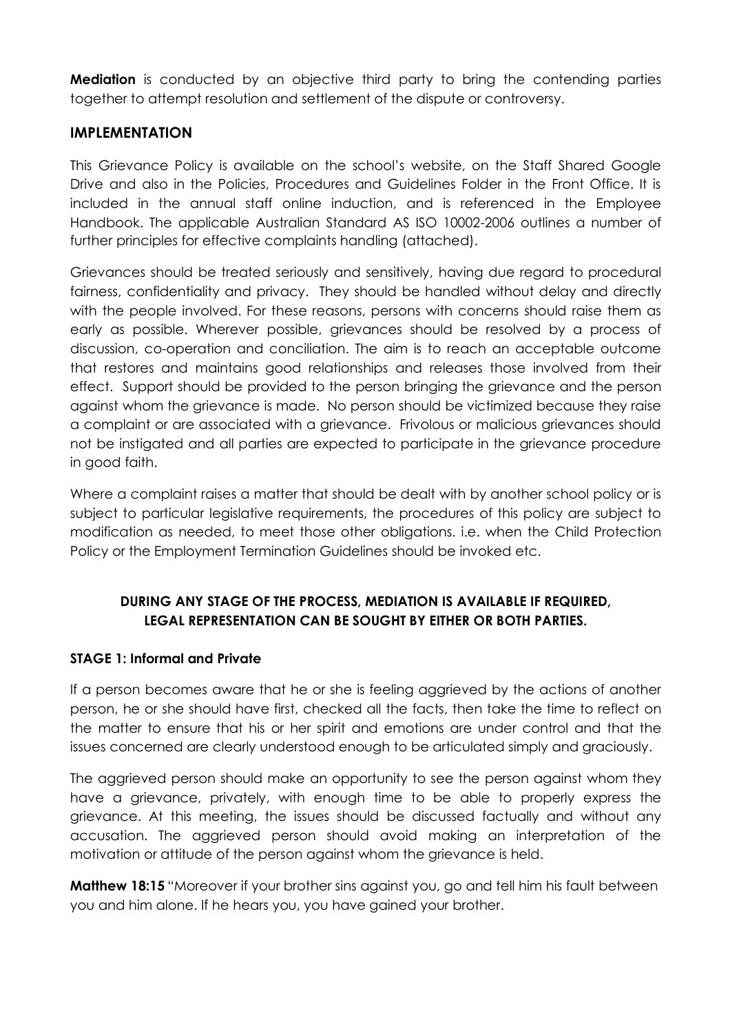**Mediation** is conducted by an objective third party to bring the contending parties together to attempt resolution and settlement of the dispute or controversy.

## IMPLEMENTATION

This Grievance Policy is available on the school's website, on the Staff Shared Google Drive and also in the Policies, Procedures and Guidelines Folder in the Front Office. It is included in the annual staff online induction, and is referenced in the Employee Handbook. The applicable Australian Standard AS ISO 10002-2006 outlines a number of further principles for effective complaints handling (attached).

Grievances should be treated seriously and sensitively, having due regard to procedural fairness, confidentiality and privacy. They should be handled without delay and directly with the people involved. For these reasons, persons with concerns should raise them as early as possible. Wherever possible, grievances should be resolved by a process of discussion, co-operation and conciliation. The aim is to reach an acceptable outcome that restores and maintains good relationships and releases those involved from their effect. Support should be provided to the person bringing the grievance and the person against whom the grievance is made. No person should be victimized because they raise a complaint or are associated with a grievance. Frivolous or malicious grievances should not be instigated and all parties are expected to participate in the grievance procedure in good faith.

Where a complaint raises a matter that should be dealt with by another school policy or is subject to particular legislative requirements, the procedures of this policy are subject to modification as needed, to meet those other obligations. i.e. when the Child Protection Policy or the Employment Termination Guidelines should be invoked etc.

**DURING ANY STAGE OF THE PROCESS, MEDIATION IS AVAILABLE IF REQUIRED, LEGAL REPRESENTATION CAN BE SOUGHT BY EITHER OR BOTH PARTIES.**

### STAGE 1: Informal and Private

If a person becomes aware that he or she is feeling aggrieved by the actions of another person, he or she should have first, checked all the facts, then take the time to reflect on the matter to ensure that his or her spirit and emotions are under control and that the issues concerned are clearly understood enough to be articulated simply and graciously.

The aggrieved person should make an opportunity to see the person against whom they have a grievance, privately, with enough time to be able to properly express the grievance. At this meeting, the issues should be discussed factually and without any accusation. The aggrieved person should avoid making an interpretation of the motivation or attitude of the person against whom the grievance is held.

**Matthew 18:15** "Moreover if your brother sins against you, go and tell him his fault between you and him alone. If he hears you, you have gained your brother.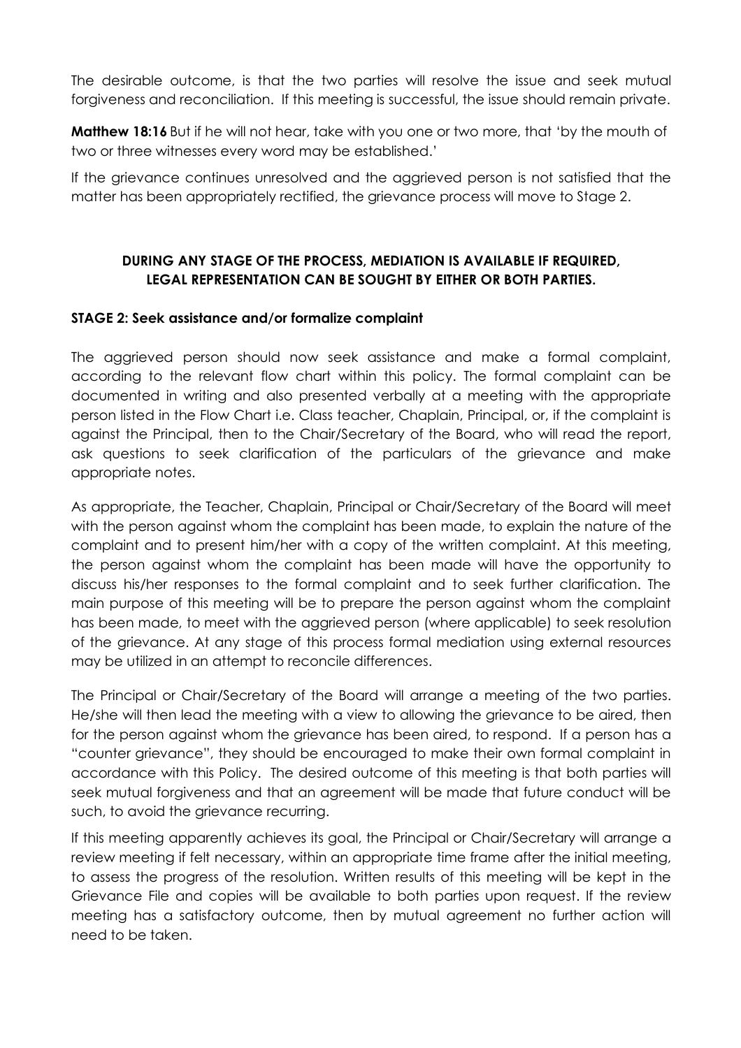The desirable outcome, is that the two parties will resolve the issue and seek mutual forgiveness and reconciliation. If this meeting is successful, the issue should remain private.

**Matthew 18:16** But if he will not hear, take with you one or two more, that 'by the mouth of two or three witnesses every word may be established.'

If the grievance continues unresolved and the aggrieved person is not satisfied that the matter has been appropriately rectified, the grievance process will move to Stage 2.

**DURING ANY STAGE OF THE PROCESS, MEDIATION IS AVAILABLE IF REQUIRED, LEGAL REPRESENTATION CAN BE SOUGHT BY EITHER OR BOTH PARTIES.**

### STAGE 2: Seek assistance and/or formalize complaint

The aggrieved person should now seek assistance and make a formal complaint, according to the relevant flow chart within this policy. The formal complaint can be documented in writing and also presented verbally at a meeting with the appropriate person listed in the Flow Chart i.e. Class teacher, Chaplain, Principal, or, if the complaint is against the Principal, then to the Chair/Secretary of the Board, who will read the report, ask questions to seek clarification of the particulars of the grievance and make appropriate notes.

As appropriate, the Teacher, Chaplain, Principal or Chair/Secretary of the Board will meet with the person against whom the complaint has been made, to explain the nature of the complaint and to present him/her with a copy of the written complaint. At this meeting, the person against whom the complaint has been made will have the opportunity to discuss his/her responses to the formal complaint and to seek further clarification. The main purpose of this meeting will be to prepare the person against whom the complaint has been made, to meet with the aggrieved person (where applicable) to seek resolution of the grievance. At any stage of this process formal mediation using external resources may be utilized in an attempt to reconcile differences.

The Principal or Chair/Secretary of the Board will arrange a meeting of the two parties. He/she will then lead the meeting with a view to allowing the grievance to be aired, then for the person against whom the grievance has been aired, to respond. If a person has a "counter grievance", they should be encouraged to make their own formal complaint in accordance with this Policy. The desired outcome of this meeting is that both parties will seek mutual forgiveness and that an agreement will be made that future conduct will be such, to avoid the grievance recurring.

If this meeting apparently achieves its goal, the Principal or Chair/Secretary will arrange a review meeting if felt necessary, within an appropriate time frame after the initial meeting, to assess the progress of the resolution. Written results of this meeting will be kept in the Grievance File and copies will be available to both parties upon request. If the review meeting has a satisfactory outcome, then by mutual agreement no further action will need to be taken.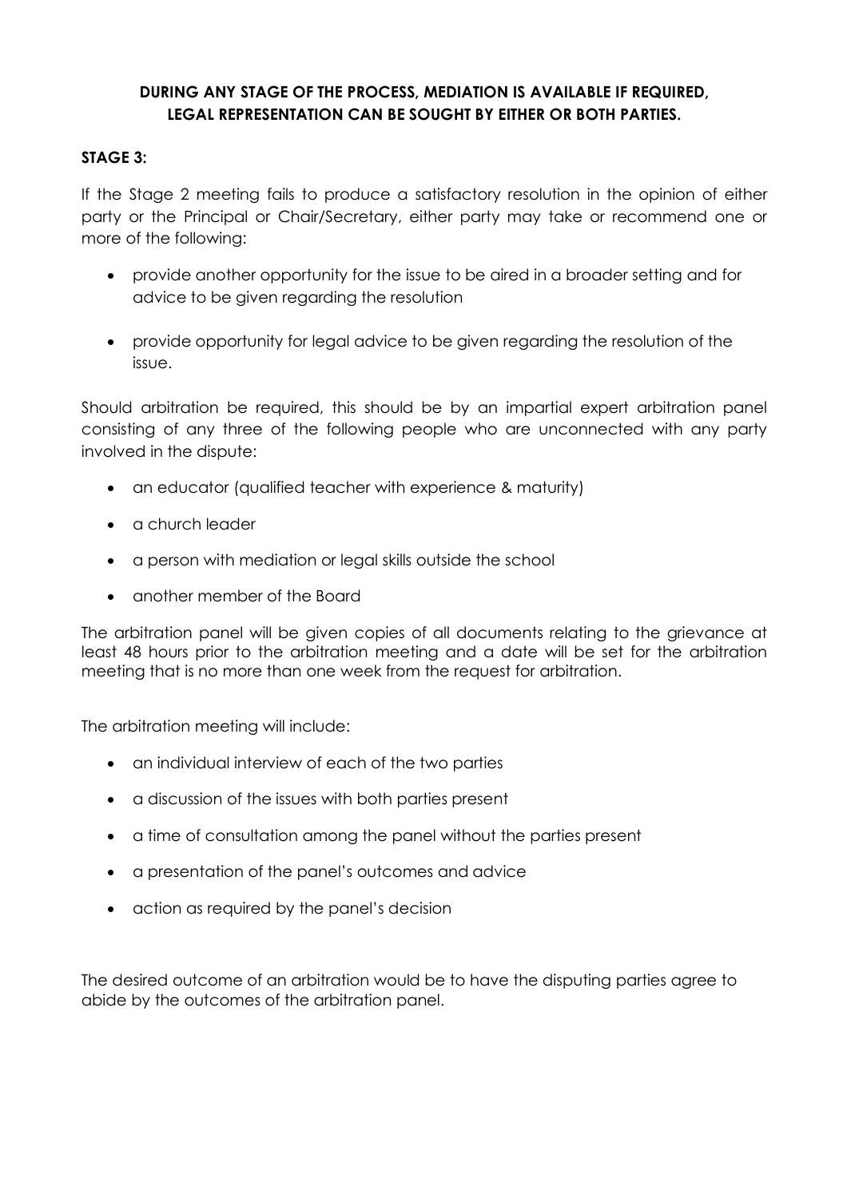**DURING ANY STAGE OF THE PROCESS, MEDIATION IS AVAILABLE IF REQUIRED, LEGAL REPRESENTATION CAN BE SOUGHT BY EITHER OR BOTH PARTIES.**

**STAGE 3:**

If the Stage 2 meeting fails to produce a satisfactory resolution in the opinion of either party or the Principal or Chair/Secretary, either party may take or recommend one or more of the following:

- provide another opportunity for the issue to be aired in a broader setting and for advice to be given regarding the resolution
- provide opportunity for legal advice to be given regarding the resolution of the issue.

Should arbitration be required, this should be by an impartial expert arbitration panel consisting of any three of the following people who are unconnected with any party involved in the dispute:

- an educator (qualified teacher with experience & maturity)
- a church leader
- a person with mediation or legal skills outside the school
- another member of the Board

The arbitration panel will be given copies of all documents relating to the grievance at least 48 hours prior to the arbitration meeting and a date will be set for the arbitration meeting that is no more than one week from the request for arbitration.

The arbitration meeting will include:

- an individual interview of each of the two parties
- a discussion of the issues with both parties present
- a time of consultation among the panel without the parties present
- a presentation of the panel's outcomes and advice
- action as required by the panel's decision

The desired outcome of an arbitration would be to have the disputing parties agree to abide by the outcomes of the arbitration panel.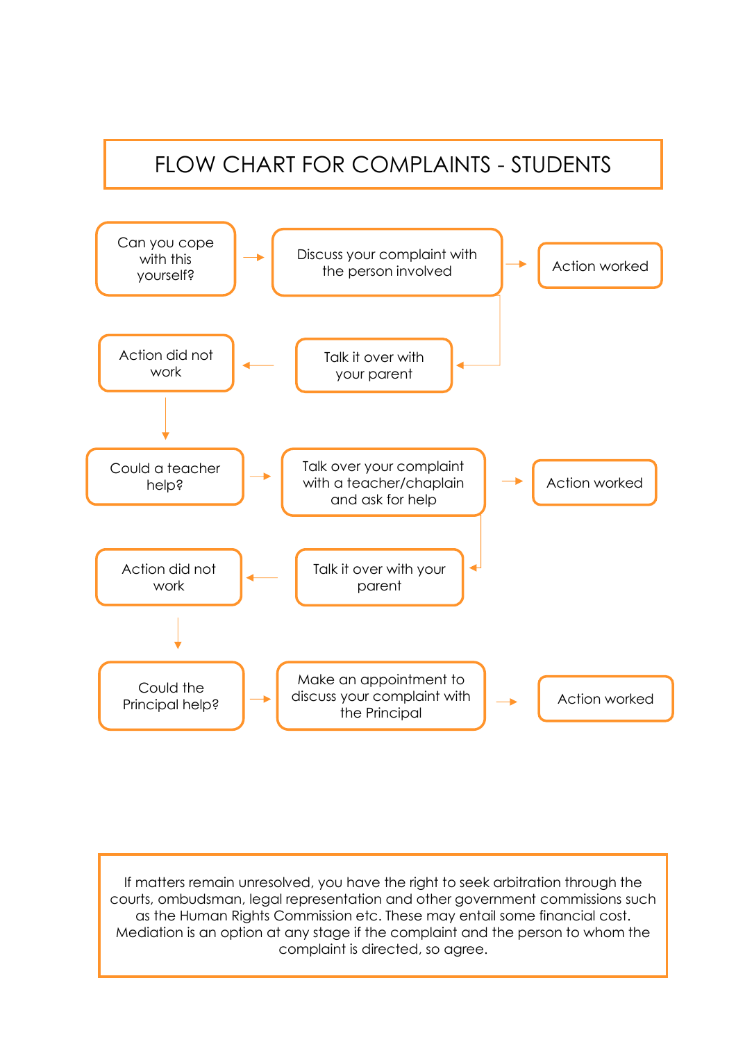# FLOW CHART FOR COMPLAINTS - STUDENTS

Can you cope with this yourself? → Discuss your complaint with the person involved → Action worked

Discuss your complaint with the person involved → Talk it over with your parent → Action did not work

Action did not work ↓

Could a teacher help? → Talk over your complaint with a teacher/chaplain and ask for help → Action worked

Talk over your complaint with a teacher/chaplain and ask for help → Talk it over with your parent → Action did not work

Action did not work ↓

Could the Principal help? → Make an appointment to discuss your complaint with the Principal → Action worked

If matters remain unresolved, you have the right to seek arbitration through the courts, ombudsman, legal representation and other government commissions such as the Human Rights Commission etc. These may entail some financial cost. Mediation is an option at any stage if the complaint and the person to whom the complaint is directed, so agree.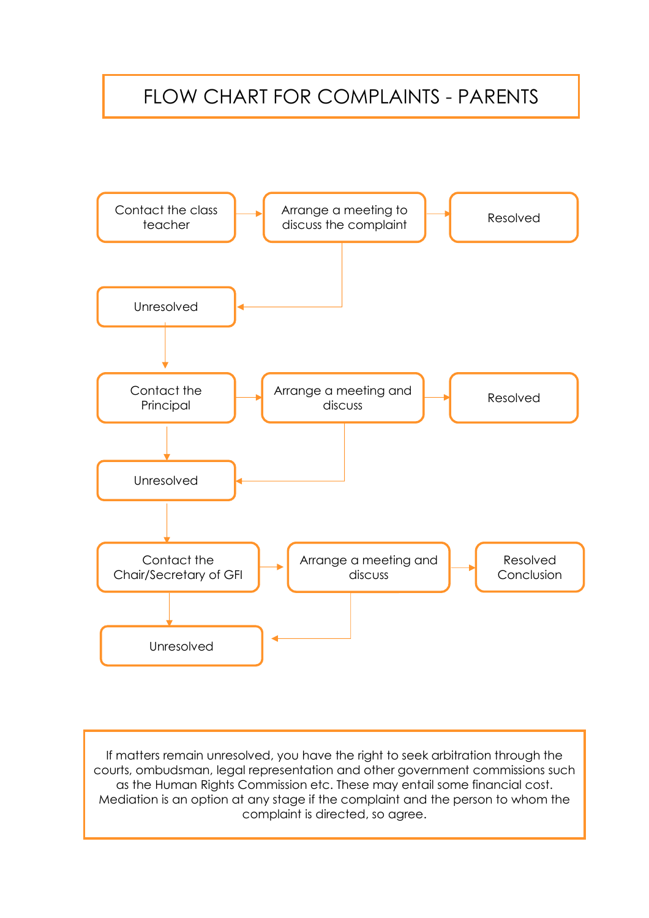# FLOW CHART FOR COMPLAINTS - PARENTS

Contact the class teacher → Arrange a meeting to discuss the complaint → Resolved

Arrange a meeting to discuss the complaint → Unresolved

Unresolved → Contact the Principal

Contact the Principal → Arrange a meeting and discuss → Resolved

Contact the Principal → Unresolved

Arrange a meeting and discuss → Unresolved

Unresolved → Contact the Chair/Secretary of GFI

Contact the Chair/Secretary of GFI → Arrange a meeting and discuss → Resolved Conclusion

Contact the Chair/Secretary of GFI → Unresolved

Arrange a meeting and discuss → Unresolved

If matters remain unresolved, you have the right to seek arbitration through the courts, ombudsman, legal representation and other government commissions such as the Human Rights Commission etc. These may entail some financial cost. Mediation is an option at any stage if the complaint and the person to whom the complaint is directed, so agree.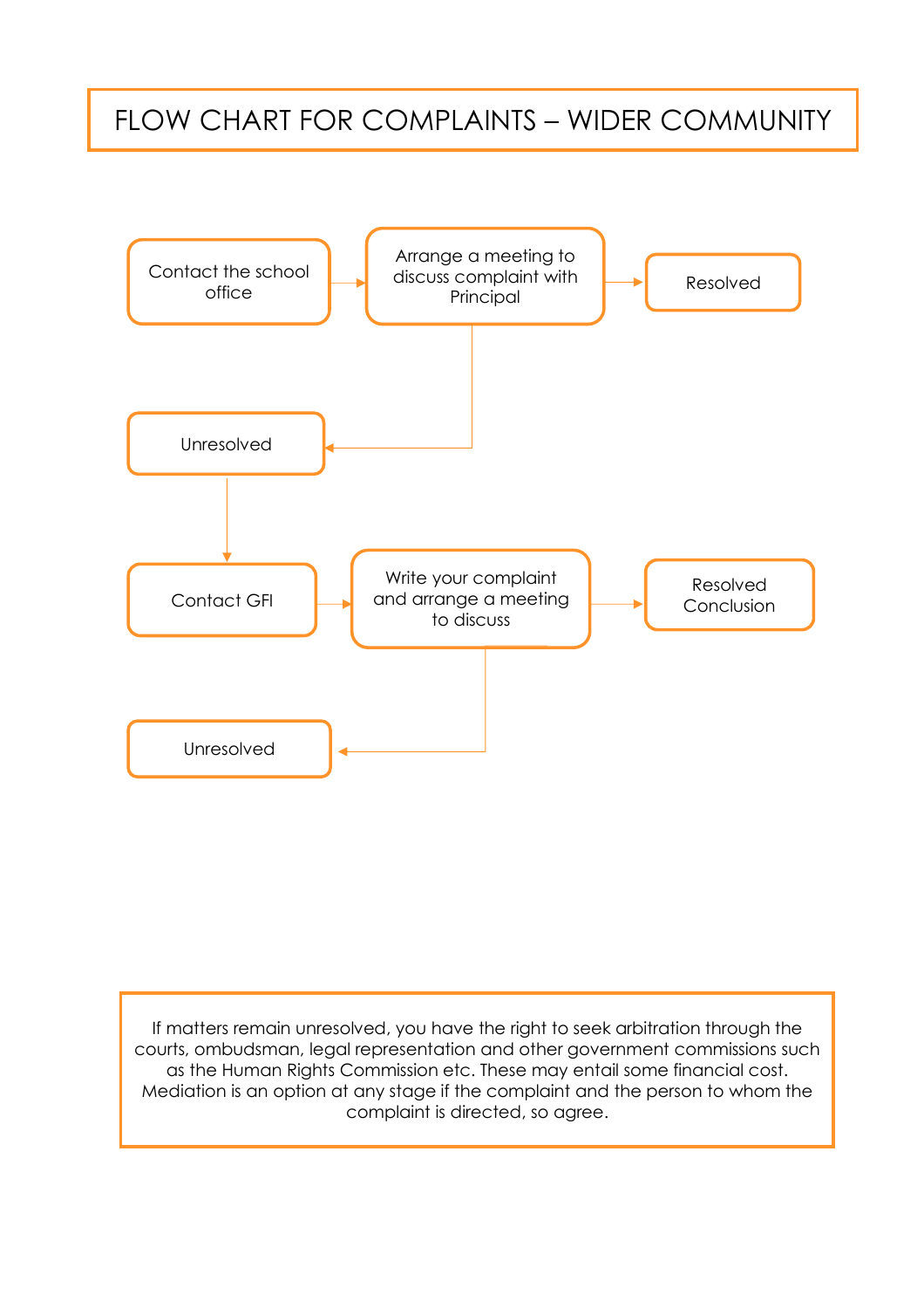# FLOW CHART FOR COMPLAINTS – WIDER COMMUNITY

Contact the school office → Arrange a meeting to discuss complaint with Principal → Resolved

Arrange a meeting to discuss complaint with Principal → Unresolved

Unresolved → Contact GFI

Contact GFI → Write your complaint and arrange a meeting to discuss → Resolved Conclusion

Write your complaint and arrange a meeting to discuss → Unresolved

If matters remain unresolved, you have the right to seek arbitration through the courts, ombudsman, legal representation and other government commissions such as the Human Rights Commission etc. These may entail some financial cost. Mediation is an option at any stage if the complaint and the person to whom the complaint is directed, so agree.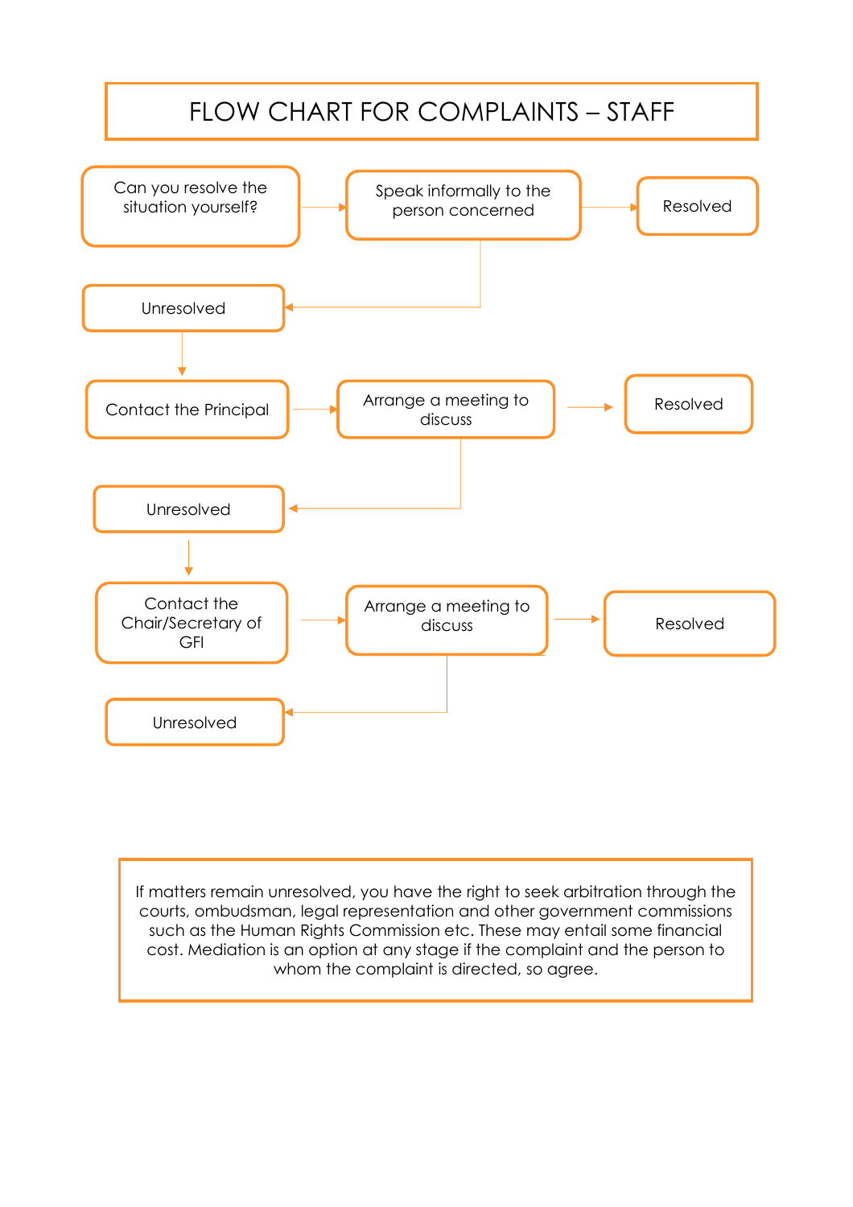# FLOW CHART FOR COMPLAINTS – STAFF

Can you resolve the situation yourself? → Speak informally to the person concerned → Resolved

Unresolved

↓

Contact the Principal → Arrange a meeting to discuss → Resolved

Unresolved

↓

Contact the Chair/Secretary of GFI → Arrange a meeting to discuss → Resolved

Unresolved

If matters remain unresolved, you have the right to seek arbitration through the courts, ombudsman, legal representation and other government commissions such as the Human Rights Commission etc. These may entail some financial cost. Mediation is an option at any stage if the complaint and the person to whom the complaint is directed, so agree.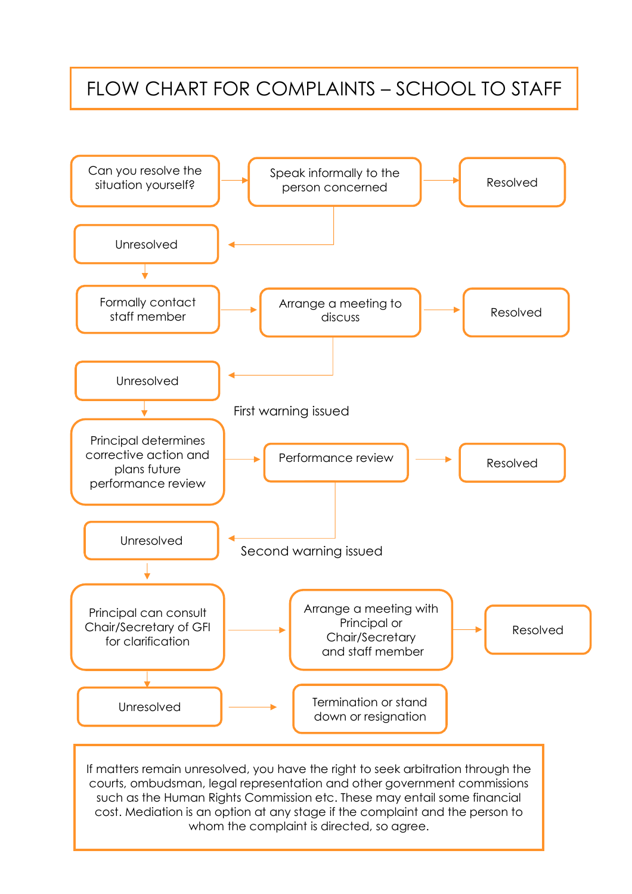# FLOW CHART FOR COMPLAINTS – SCHOOL TO STAFF

Can you resolve the situation yourself? → Speak informally to the person concerned → Resolved

Unresolved

↓

Formally contact staff member → Arrange a meeting to discuss → Resolved

Unresolved

First warning issued

↓

Principal determines corrective action and plans future performance review → Performance review → Resolved

Unresolved

Second warning issued

↓

Principal can consult Chair/Secretary of GFI for clarification → Arrange a meeting with Principal or Chair/Secretary and staff member → Resolved

↓

Unresolved → Termination or stand down or resignation

If matters remain unresolved, you have the right to seek arbitration through the courts, ombudsman, legal representation and other government commissions such as the Human Rights Commission etc. These may entail some financial cost. Mediation is an option at any stage if the complaint and the person to whom the complaint is directed, so agree.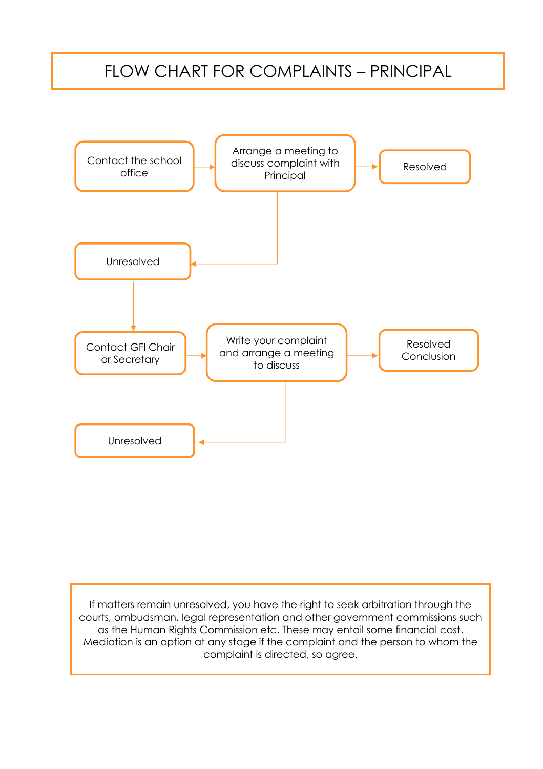# FLOW CHART FOR COMPLAINTS – PRINCIPAL

Contact the school office → Arrange a meeting to discuss complaint with Principal → Resolved

Unresolved

Contact GFI Chair or Secretary → Write your complaint and arrange a meeting to discuss → Resolved Conclusion

Unresolved

If matters remain unresolved, you have the right to seek arbitration through the courts, ombudsman, legal representation and other government commissions such as the Human Rights Commission etc. These may entail some financial cost. Mediation is an option at any stage if the complaint and the person to whom the complaint is directed, so agree.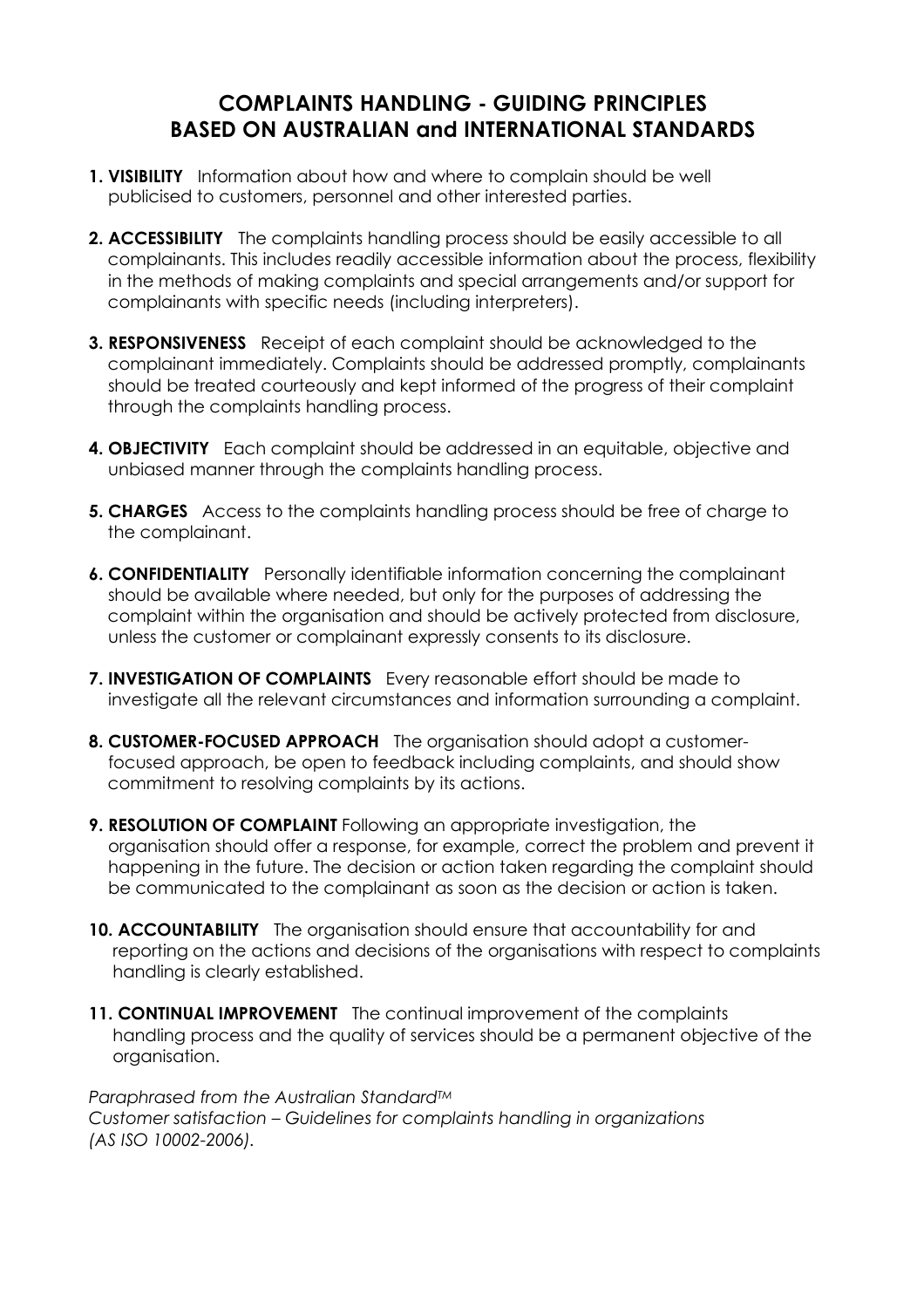# COMPLAINTS HANDLING - GUIDING PRINCIPLES BASED ON AUSTRALIAN and INTERNATIONAL STANDARDS

**1. VISIBILITY** Information about how and where to complain should be well publicised to customers, personnel and other interested parties.

**2. ACCESSIBILITY** The complaints handling process should be easily accessible to all complainants. This includes readily accessible information about the process, flexibility in the methods of making complaints and special arrangements and/or support for complainants with specific needs (including interpreters).

**3. RESPONSIVENESS** Receipt of each complaint should be acknowledged to the complainant immediately. Complaints should be addressed promptly, complainants should be treated courteously and kept informed of the progress of their complaint through the complaints handling process.

**4. OBJECTIVITY** Each complaint should be addressed in an equitable, objective and unbiased manner through the complaints handling process.

**5. CHARGES** Access to the complaints handling process should be free of charge to the complainant.

**6. CONFIDENTIALITY** Personally identifiable information concerning the complainant should be available where needed, but only for the purposes of addressing the complaint within the organisation and should be actively protected from disclosure, unless the customer or complainant expressly consents to its disclosure.

**7. INVESTIGATION OF COMPLAINTS** Every reasonable effort should be made to investigate all the relevant circumstances and information surrounding a complaint.

**8. CUSTOMER-FOCUSED APPROACH** The organisation should adopt a customer-focused approach, be open to feedback including complaints, and should show commitment to resolving complaints by its actions.

**9. RESOLUTION OF COMPLAINT** Following an appropriate investigation, the organisation should offer a response, for example, correct the problem and prevent it happening in the future. The decision or action taken regarding the complaint should be communicated to the complainant as soon as the decision or action is taken.

**10. ACCOUNTABILITY** The organisation should ensure that accountability for and reporting on the actions and decisions of the organisations with respect to complaints handling is clearly established.

**11. CONTINUAL IMPROVEMENT** The continual improvement of the complaints handling process and the quality of services should be a permanent objective of the organisation.

*Paraphrased from the Australian Standard™*
*Customer satisfaction – Guidelines for complaints handling in organizations (AS ISO 10002-2006).*